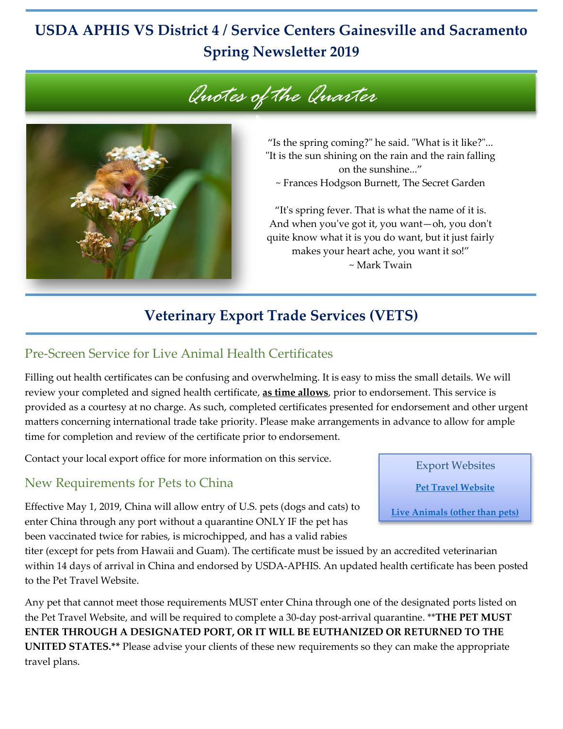# USDA APHIS VS District 4 / Service Centers Gainesville and Sacramento Spring Newsletter 2019

## Quotes of the Quarter

"Is the spring coming?" he said. "What is it like?"... "It is the sun shining on the rain and the rain falling on the sunshine..."
~ Frances Hodgson Burnett, The Secret Garden

"It's spring fever. That is what the name of it is. And when you've got it, you want—oh, you don't quite know what it is you do want, but it just fairly makes your heart ache, you want it so!"
~ Mark Twain

## Veterinary Export Trade Services (VETS)

### Pre-Screen Service for Live Animal Health Certificates

Filling out health certificates can be confusing and overwhelming. It is easy to miss the small details. We will review your completed and signed health certificate, **as time allows**, prior to endorsement. This service is provided as a courtesy at no charge. As such, completed certificates presented for endorsement and other urgent matters concerning international trade take priority. Please make arrangements in advance to allow for ample time for completion and review of the certificate prior to endorsement.

Contact your local export office for more information on this service.

> **Export Websites**
>
> **Pet Travel Website**
>
> **Live Animals (other than pets)**

### New Requirements for Pets to China

Effective May 1, 2019, China will allow entry of U.S. pets (dogs and cats) to enter China through any port without a quarantine ONLY IF the pet has been vaccinated twice for rabies, is microchipped, and has a valid rabies titer (except for pets from Hawaii and Guam). The certificate must be issued by an accredited veterinarian within 14 days of arrival in China and endorsed by USDA-APHIS. An updated health certificate has been posted to the Pet Travel Website.

Any pet that cannot meet those requirements MUST enter China through one of the designated ports listed on the Pet Travel Website, and will be required to complete a 30-day post-arrival quarantine. \*\***THE PET MUST ENTER THROUGH A DESIGNATED PORT, OR IT WILL BE EUTHANIZED OR RETURNED TO THE UNITED STATES.**\*\* Please advise your clients of these new requirements so they can make the appropriate travel plans.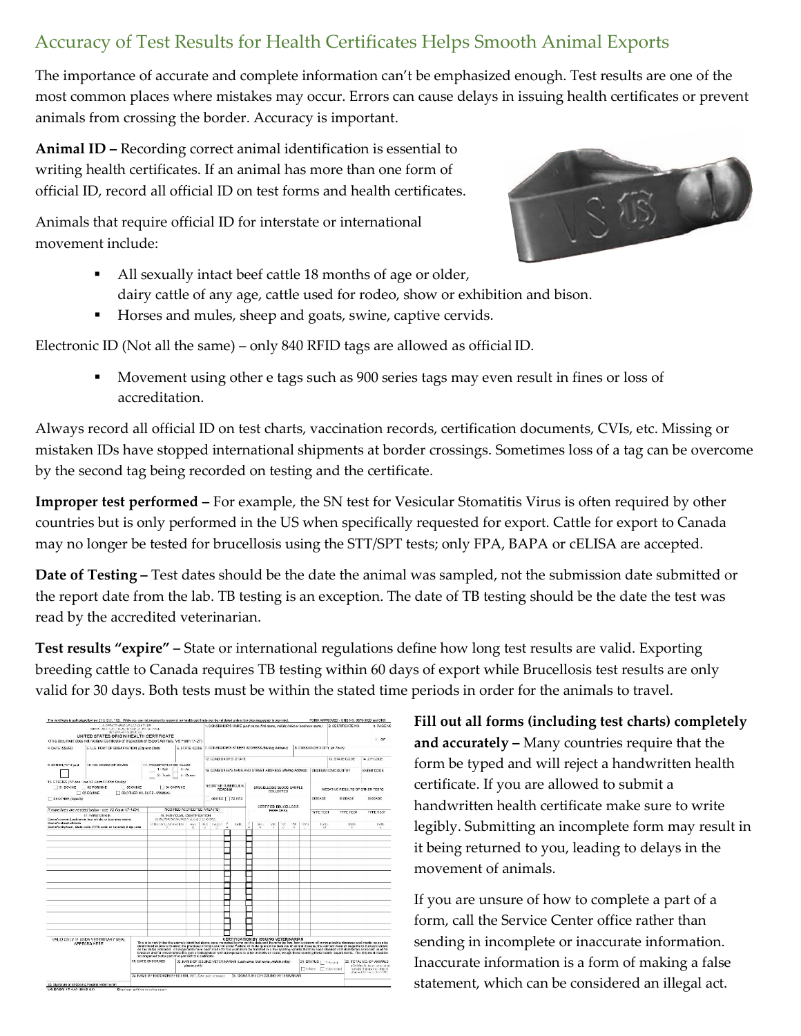## Accuracy of Test Results for Health Certificates Helps Smooth Animal Exports

The importance of accurate and complete information can't be emphasized enough. Test results are one of the most common places where mistakes may occur. Errors can cause delays in issuing health certificates or prevent animals from crossing the border. Accuracy is important.

**Animal ID –** Recording correct animal identification is essential to writing health certificates. If an animal has more than one form of official ID, record all official ID on test forms and health certificates.

Animals that require official ID for interstate or international movement include:

- All sexually intact beef cattle 18 months of age or older, dairy cattle of any age, cattle used for rodeo, show or exhibition and bison.
- Horses and mules, sheep and goats, swine, captive cervids.

Electronic ID (Not all the same) – only 840 RFID tags are allowed as official ID.

- Movement using other e tags such as 900 series tags may even result in fines or loss of accreditation.

Always record all official ID on test charts, vaccination records, certification documents, CVIs, etc. Missing or mistaken IDs have stopped international shipments at border crossings. Sometimes loss of a tag can be overcome by the second tag being recorded on testing and the certificate.

**Improper test performed –** For example, the SN test for Vesicular Stomatitis Virus is often required by other countries but is only performed in the US when specifically requested for export. Cattle for export to Canada may no longer be tested for brucellosis using the STT/SPT tests; only FPA, BAPA or cELISA are accepted.

**Date of Testing –** Test dates should be the date the animal was sampled, not the submission date submitted or the report date from the lab. TB testing is an exception. The date of TB testing should be the date the test was read by the accredited veterinarian.

**Test results "expire" –** State or international regulations define how long test results are valid. Exporting breeding cattle to Canada requires TB testing within 60 days of export while Brucellosis test results are only valid for 30 days. Both tests must be within the stated time periods in order for the animals to travel.

**Fill out all forms (including test charts) completely and accurately –** Many countries require that the form be typed and will reject a handwritten health certificate. If you are allowed to submit a handwritten health certificate make sure to write legibly. Submitting an incomplete form may result in it being returned to you, leading to delays in the movement of animals.

If you are unsure of how to complete a part of a form, call the Service Center office rather than sending in incomplete or inaccurate information. Inaccurate information is a form of making a false statement, which can be considered an illegal act.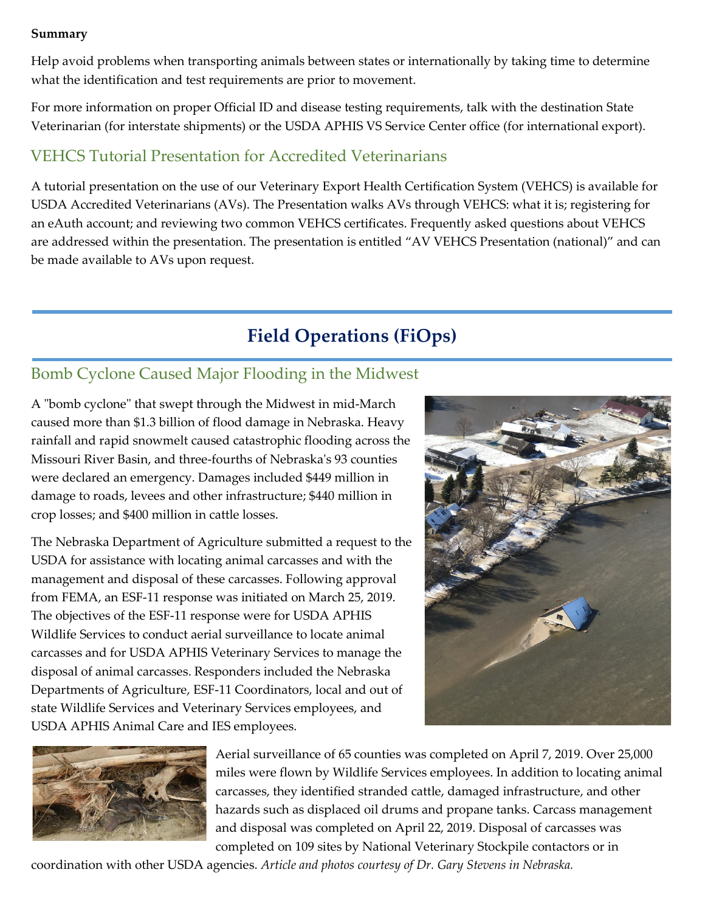**Summary**

Help avoid problems when transporting animals between states or internationally by taking time to determine what the identification and test requirements are prior to movement.

For more information on proper Official ID and disease testing requirements, talk with the destination State Veterinarian (for interstate shipments) or the USDA APHIS VS Service Center office (for international export).

## VEHCS Tutorial Presentation for Accredited Veterinarians

A tutorial presentation on the use of our Veterinary Export Health Certification System (VEHCS) is available for USDA Accredited Veterinarians (AVs). The Presentation walks AVs through VEHCS: what it is; registering for an eAuth account; and reviewing two common VEHCS certificates. Frequently asked questions about VEHCS are addressed within the presentation. The presentation is entitled "AV VEHCS Presentation (national)" and can be made available to AVs upon request.

# Field Operations (FiOps)

## Bomb Cyclone Caused Major Flooding in the Midwest

A "bomb cyclone" that swept through the Midwest in mid-March caused more than $1.3 billion of flood damage in Nebraska. Heavy rainfall and rapid snowmelt caused catastrophic flooding across the Missouri River Basin, and three-fourths of Nebraska's 93 counties were declared an emergency. Damages included $449 million in damage to roads, levees and other infrastructure; $440 million in crop losses; and $400 million in cattle losses.

The Nebraska Department of Agriculture submitted a request to the USDA for assistance with locating animal carcasses and with the management and disposal of these carcasses. Following approval from FEMA, an ESF-11 response was initiated on March 25, 2019. The objectives of the ESF-11 response were for USDA APHIS Wildlife Services to conduct aerial surveillance to locate animal carcasses and for USDA APHIS Veterinary Services to manage the disposal of animal carcasses. Responders included the Nebraska Departments of Agriculture, ESF-11 Coordinators, local and out of state Wildlife Services and Veterinary Services employees, and USDA APHIS Animal Care and IES employees.

Aerial surveillance of 65 counties was completed on April 7, 2019. Over 25,000 miles were flown by Wildlife Services employees. In addition to locating animal carcasses, they identified stranded cattle, damaged infrastructure, and other hazards such as displaced oil drums and propane tanks. Carcass management and disposal was completed on April 22, 2019. Disposal of carcasses was completed on 109 sites by National Veterinary Stockpile contactors or in coordination with other USDA agencies. *Article and photos courtesy of Dr. Gary Stevens in Nebraska.*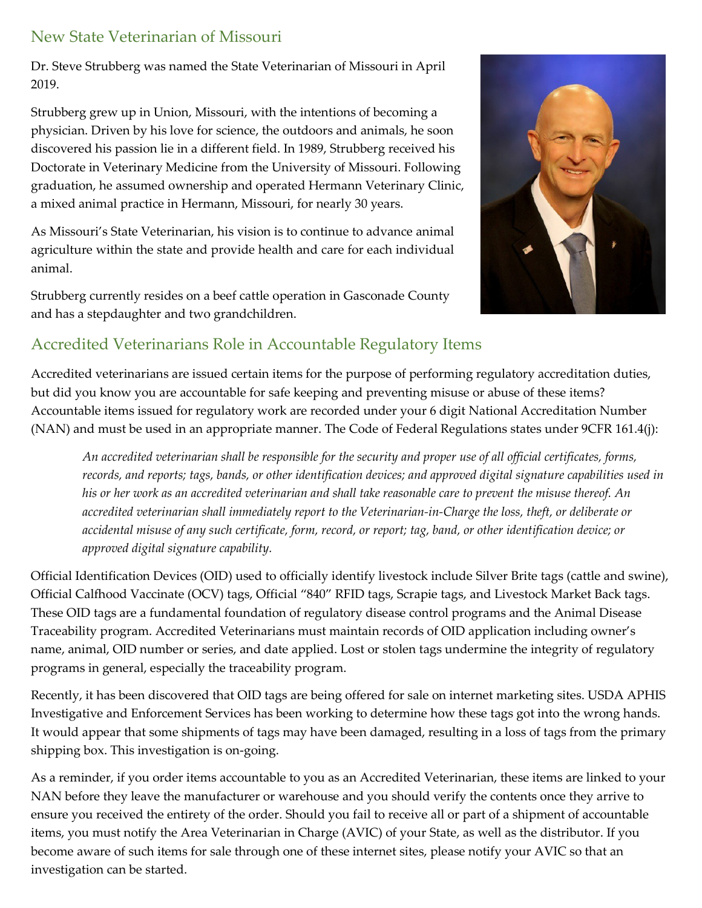## New State Veterinarian of Missouri

Dr. Steve Strubberg was named the State Veterinarian of Missouri in April 2019.

Strubberg grew up in Union, Missouri, with the intentions of becoming a physician. Driven by his love for science, the outdoors and animals, he soon discovered his passion lie in a different field. In 1989, Strubberg received his Doctorate in Veterinary Medicine from the University of Missouri. Following graduation, he assumed ownership and operated Hermann Veterinary Clinic, a mixed animal practice in Hermann, Missouri, for nearly 30 years.

As Missouri's State Veterinarian, his vision is to continue to advance animal agriculture within the state and provide health and care for each individual animal.

Strubberg currently resides on a beef cattle operation in Gasconade County and has a stepdaughter and two grandchildren.

## Accredited Veterinarians Role in Accountable Regulatory Items

Accredited veterinarians are issued certain items for the purpose of performing regulatory accreditation duties, but did you know you are accountable for safe keeping and preventing misuse or abuse of these items? Accountable items issued for regulatory work are recorded under your 6 digit National Accreditation Number (NAN) and must be used in an appropriate manner. The Code of Federal Regulations states under 9CFR 161.4(j):

> *An accredited veterinarian shall be responsible for the security and proper use of all official certificates, forms, records, and reports; tags, bands, or other identification devices; and approved digital signature capabilities used in his or her work as an accredited veterinarian and shall take reasonable care to prevent the misuse thereof. An accredited veterinarian shall immediately report to the Veterinarian-in-Charge the loss, theft, or deliberate or accidental misuse of any such certificate, form, record, or report; tag, band, or other identification device; or approved digital signature capability.*

Official Identification Devices (OID) used to officially identify livestock include Silver Brite tags (cattle and swine), Official Calfhood Vaccinate (OCV) tags, Official "840" RFID tags, Scrapie tags, and Livestock Market Back tags. These OID tags are a fundamental foundation of regulatory disease control programs and the Animal Disease Traceability program. Accredited Veterinarians must maintain records of OID application including owner's name, animal, OID number or series, and date applied. Lost or stolen tags undermine the integrity of regulatory programs in general, especially the traceability program.

Recently, it has been discovered that OID tags are being offered for sale on internet marketing sites. USDA APHIS Investigative and Enforcement Services has been working to determine how these tags got into the wrong hands. It would appear that some shipments of tags may have been damaged, resulting in a loss of tags from the primary shipping box. This investigation is on-going.

As a reminder, if you order items accountable to you as an Accredited Veterinarian, these items are linked to your NAN before they leave the manufacturer or warehouse and you should verify the contents once they arrive to ensure you received the entirety of the order. Should you fail to receive all or part of a shipment of accountable items, you must notify the Area Veterinarian in Charge (AVIC) of your State, as well as the distributor. If you become aware of such items for sale through one of these internet sites, please notify your AVIC so that an investigation can be started.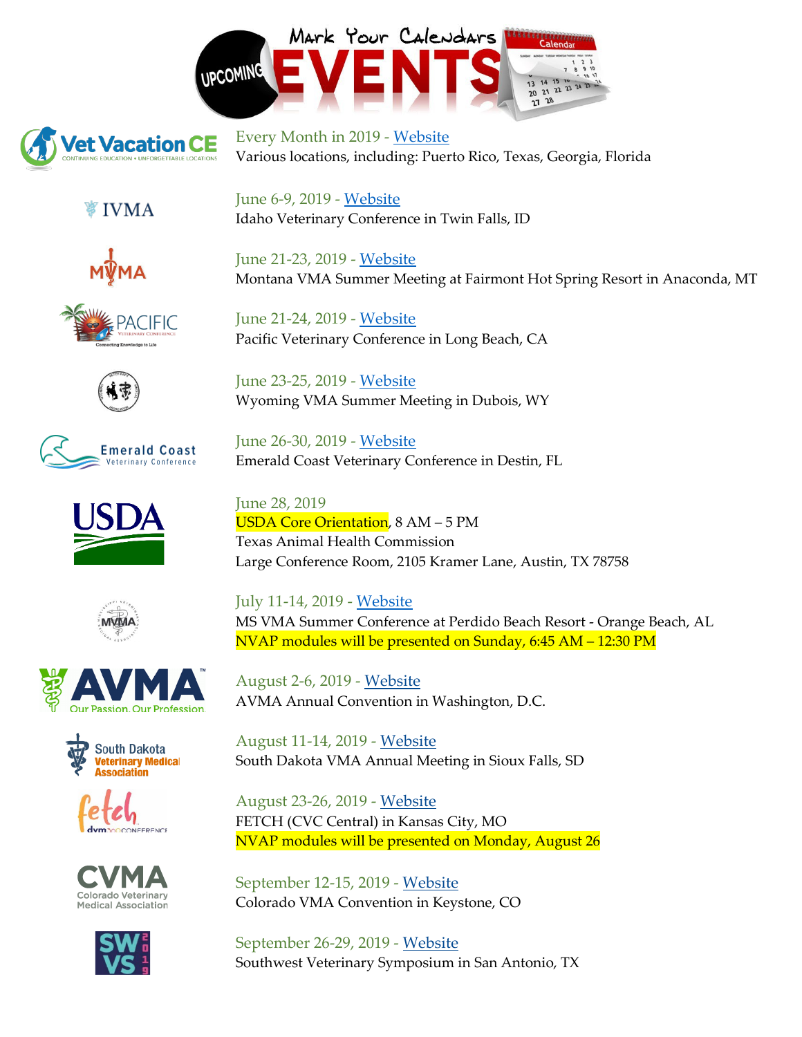# Upcoming Events – Mark Your Calendars

**Vet Vacation CE** — Every Month in 2019 - [Website]
Various locations, including: Puerto Rico, Texas, Georgia, Florida

**IVMA** — June 6-9, 2019 - [Website]
Idaho Veterinary Conference in Twin Falls, ID

**MVMA** — June 21-23, 2019 - [Website]
Montana VMA Summer Meeting at Fairmont Hot Spring Resort in Anaconda, MT

**Pacific Veterinary Conference** — June 21-24, 2019 - [Website]
Pacific Veterinary Conference in Long Beach, CA

June 23-25, 2019 - [Website]
Wyoming VMA Summer Meeting in Dubois, WY

**Emerald Coast Veterinary Conference** — June 26-30, 2019 - [Website]
Emerald Coast Veterinary Conference in Destin, FL

**USDA** — June 28, 2019
**USDA Core Orientation**, 8 AM – 5 PM
Texas Animal Health Commission
Large Conference Room, 2105 Kramer Lane, Austin, TX 78758

**MVMA** — July 11-14, 2019 - [Website]
MS VMA Summer Conference at Perdido Beach Resort - Orange Beach, AL
**NVAP modules will be presented on Sunday, 6:45 AM – 12:30 PM**

**AVMA** — August 2-6, 2019 - [Website]
AVMA Annual Convention in Washington, D.C.

**South Dakota Veterinary Medical Association** — August 11-14, 2019 - [Website]
South Dakota VMA Annual Meeting in Sioux Falls, SD

**fetch dvm360 Conference** — August 23-26, 2019 - [Website]
FETCH (CVC Central) in Kansas City, MO
**NVAP modules will be presented on Monday, August 26**

**CVMA Colorado Veterinary Medical Association** — September 12-15, 2019 - [Website]
Colorado VMA Convention in Keystone, CO

**SWVS 2019** — September 26-29, 2019 - [Website]
Southwest Veterinary Symposium in San Antonio, TX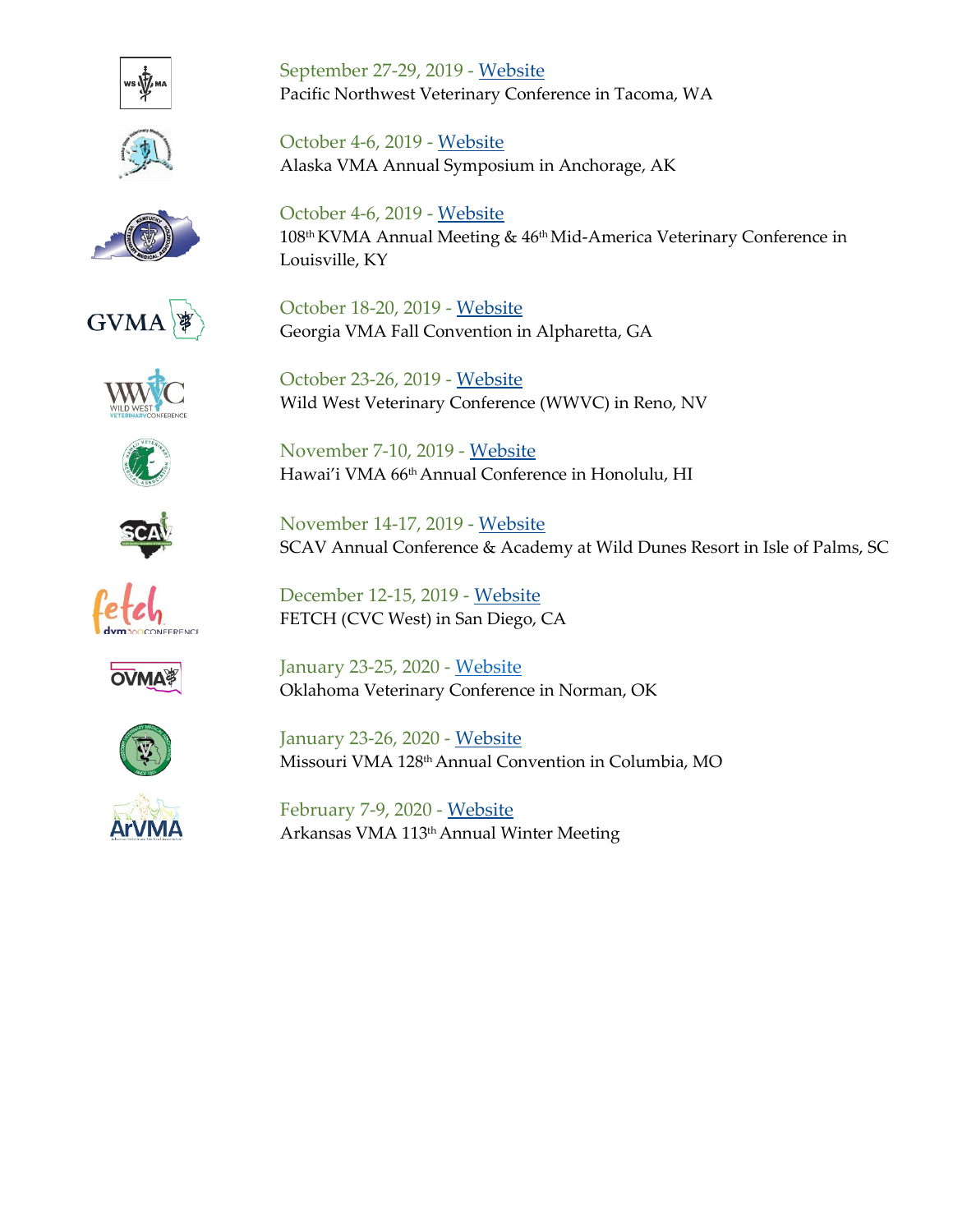September 27-29, 2019 - Website
Pacific Northwest Veterinary Conference in Tacoma, WA

October 4-6, 2019 - Website
Alaska VMA Annual Symposium in Anchorage, AK

October 4-6, 2019 - Website
108th KVMA Annual Meeting & 46th Mid-America Veterinary Conference in Louisville, KY

October 18-20, 2019 - Website
Georgia VMA Fall Convention in Alpharetta, GA

October 23-26, 2019 - Website
Wild West Veterinary Conference (WWVC) in Reno, NV

November 7-10, 2019 - Website
Hawai'i VMA 66th Annual Conference in Honolulu, HI

November 14-17, 2019 - Website
SCAV Annual Conference & Academy at Wild Dunes Resort in Isle of Palms, SC

December 12-15, 2019 - Website
FETCH (CVC West) in San Diego, CA

January 23-25, 2020 - Website
Oklahoma Veterinary Conference in Norman, OK

January 23-26, 2020 - Website
Missouri VMA 128th Annual Convention in Columbia, MO

February 7-9, 2020 - Website
Arkansas VMA 113th Annual Winter Meeting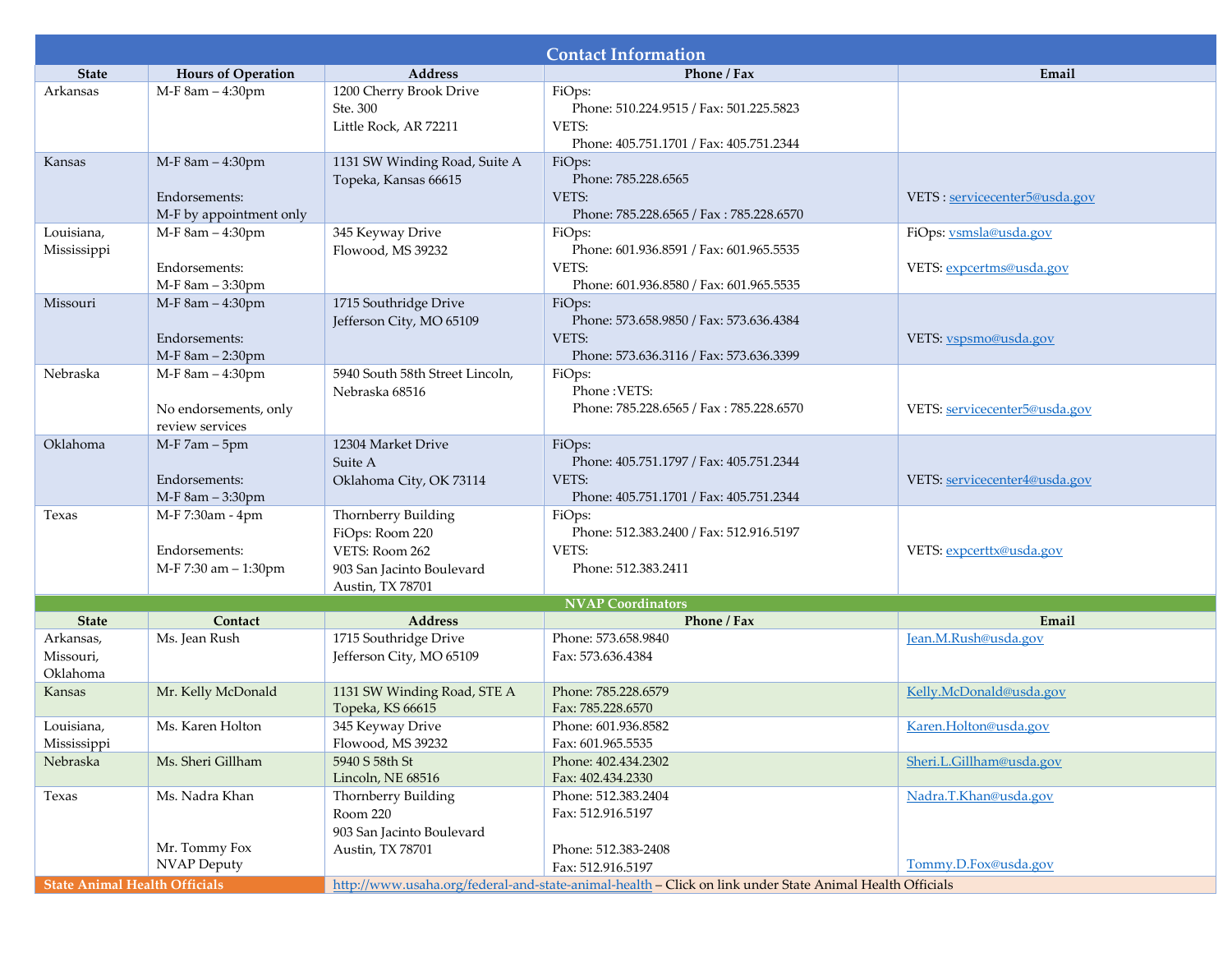## Contact Information

| State | Hours of Operation | Address | Phone / Fax | Email |
|---|---|---|---|---|
| Arkansas | M-F 8am – 4:30pm | 1200 Cherry Brook Drive<br>Ste. 300<br>Little Rock, AR 72211 | FiOps:<br>Phone: 510.224.9515 / Fax: 501.225.5823<br>VETS:<br>Phone: 405.751.1701 / Fax: 405.751.2344 | |
| Kansas | M-F 8am – 4:30pm<br><br>Endorsements:<br>M-F by appointment only | 1131 SW Winding Road, Suite A<br>Topeka, Kansas 66615 | FiOps:<br>Phone: 785.228.6565<br>VETS:<br>Phone: 785.228.6565 / Fax : 785.228.6570 | VETS : servicecenter5@usda.gov |
| Louisiana, Mississippi | M-F 8am – 4:30pm<br><br>Endorsements:<br>M-F 8am – 3:30pm | 345 Keyway Drive<br>Flowood, MS 39232 | FiOps:<br>Phone: 601.936.8591 / Fax: 601.965.5535<br>VETS:<br>Phone: 601.936.8580 / Fax: 601.965.5535 | FiOps: vsmsla@usda.gov<br><br>VETS: expcertms@usda.gov |
| Missouri | M-F 8am – 4:30pm<br><br>Endorsements:<br>M-F 8am – 2:30pm | 1715 Southridge Drive<br>Jefferson City, MO 65109 | FiOps:<br>Phone: 573.658.9850 / Fax: 573.636.4384<br>VETS:<br>Phone: 573.636.3116 / Fax: 573.636.3399 | VETS: vspsmo@usda.gov |
| Nebraska | M-F 8am – 4:30pm<br><br>No endorsements, only review services | 5940 South 58th Street Lincoln, Nebraska 68516 | FiOps:<br>Phone :VETS:<br>Phone: 785.228.6565 / Fax : 785.228.6570 | VETS: servicecenter5@usda.gov |
| Oklahoma | M-F 7am – 5pm<br><br>Endorsements:<br>M-F 8am – 3:30pm | 12304 Market Drive<br>Suite A<br>Oklahoma City, OK 73114 | FiOps:<br>Phone: 405.751.1797 / Fax: 405.751.2344<br>VETS:<br>Phone: 405.751.1701 / Fax: 405.751.2344 | VETS: servicecenter4@usda.gov |
| Texas | M-F 7:30am - 4pm<br><br>Endorsements:<br>M-F 7:30 am – 1:30pm | Thornberry Building<br>FiOps: Room 220<br>VETS: Room 262<br>903 San Jacinto Boulevard<br>Austin, TX 78701 | FiOps:<br>Phone: 512.383.2400 / Fax: 512.916.5197<br>VETS:<br>Phone: 512.383.2411 | VETS: expcerttx@usda.gov |

## NVAP Coordinators

| State | Contact | Address | Phone / Fax | Email |
|---|---|---|---|---|
| Arkansas, Missouri, Oklahoma | Ms. Jean Rush | 1715 Southridge Drive<br>Jefferson City, MO 65109 | Phone: 573.658.9840<br>Fax: 573.636.4384 | Jean.M.Rush@usda.gov |
| Kansas | Mr. Kelly McDonald | 1131 SW Winding Road, STE A<br>Topeka, KS 66615 | Phone: 785.228.6579<br>Fax: 785.228.6570 | Kelly.McDonald@usda.gov |
| Louisiana, Mississippi | Ms. Karen Holton | 345 Keyway Drive<br>Flowood, MS 39232 | Phone: 601.936.8582<br>Fax: 601.965.5535 | Karen.Holton@usda.gov |
| Nebraska | Ms. Sheri Gillham | 5940 S 58th St<br>Lincoln, NE 68516 | Phone: 402.434.2302<br>Fax: 402.434.2330 | Sheri.L.Gillham@usda.gov |
| Texas | Ms. Nadra Khan<br><br><br>Mr. Tommy Fox<br>NVAP Deputy | Thornberry Building<br>Room 220<br>903 San Jacinto Boulevard<br>Austin, TX 78701 | Phone: 512.383.2404<br>Fax: 512.916.5197<br><br>Phone: 512.383-2408<br>Fax: 512.916.5197 | Nadra.T.Khan@usda.gov<br><br><br>Tommy.D.Fox@usda.gov |

**State Animal Health Officials** — http://www.usaha.org/federal-and-state-animal-health – Click on link under State Animal Health Officials